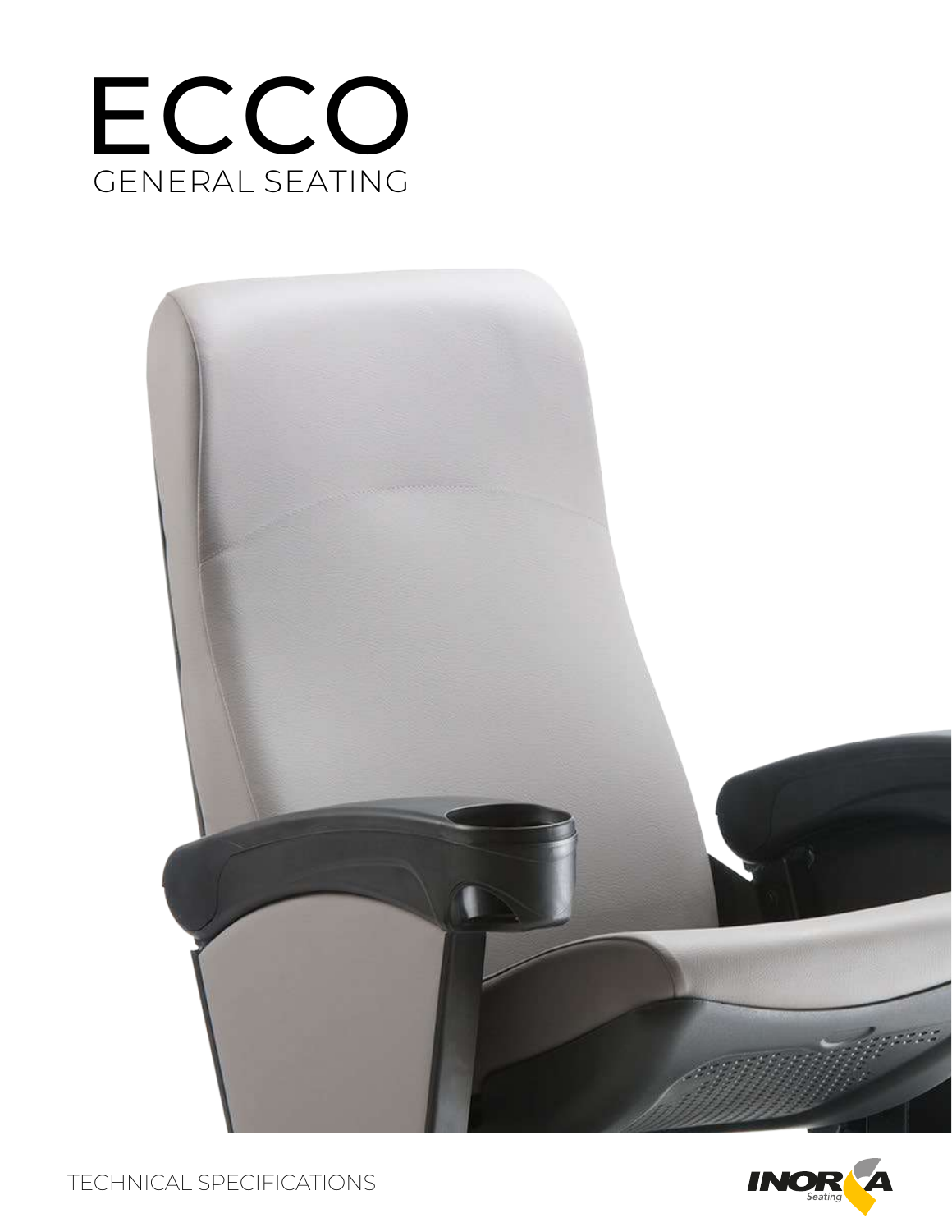# ECCO

## GENERAL SEATING

TECHNICAL SPECIFICATIONS

INORCA Seating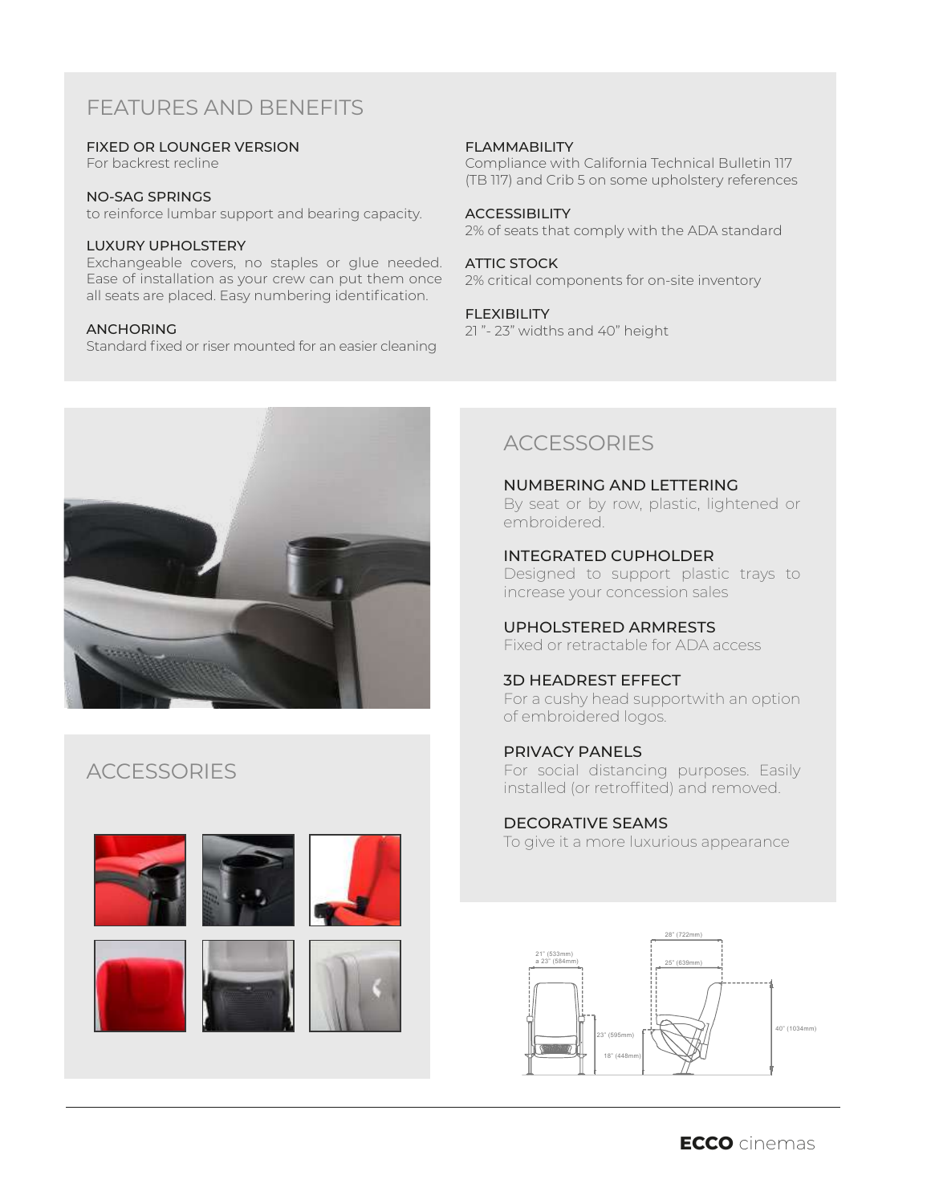## FEATURES AND BENEFITS

**FIXED OR LOUNGER VERSION**
For backrest recline

**NO-SAG SPRINGS**
to reinforce lumbar support and bearing capacity.

**LUXURY UPHOLSTERY**
Exchangeable covers, no staples or glue needed. Ease of installation as your crew can put them once all seats are placed. Easy numbering identification.

**ANCHORING**
Standard fixed or riser mounted for an easier cleaning

**FLAMMABILITY**
Compliance with California Technical Bulletin 117 (TB 117) and Crib 5 on some upholstery references

**ACCESSIBILITY**
2% of seats that comply with the ADA standard

**ATTIC STOCK**
2% critical components for on-site inventory

**FLEXIBILITY**
21 "- 23" widths and 40" height

## ACCESSORIES

## ACCESSORIES

**NUMBERING AND LETTERING**
By seat or by row, plastic, lightened or embroidered.

**INTEGRATED CUPHOLDER**
Designed to support plastic trays to increase your concession sales

**UPHOLSTERED ARMRESTS**
Fixed or retractable for ADA access

**3D HEADREST EFFECT**
For a cushy head supportwith an option of embroidered logos.

**PRIVACY PANELS**
For social distancing purposes. Easily installed (or retroffited) and removed.

**DECORATIVE SEAMS**
To give it a more luxurious appearance

21" (533mm) a 23" (584mm)
28" (722mm)
25" (639mm)
23" (595mm)
18" (448mm)
40" (1034mm)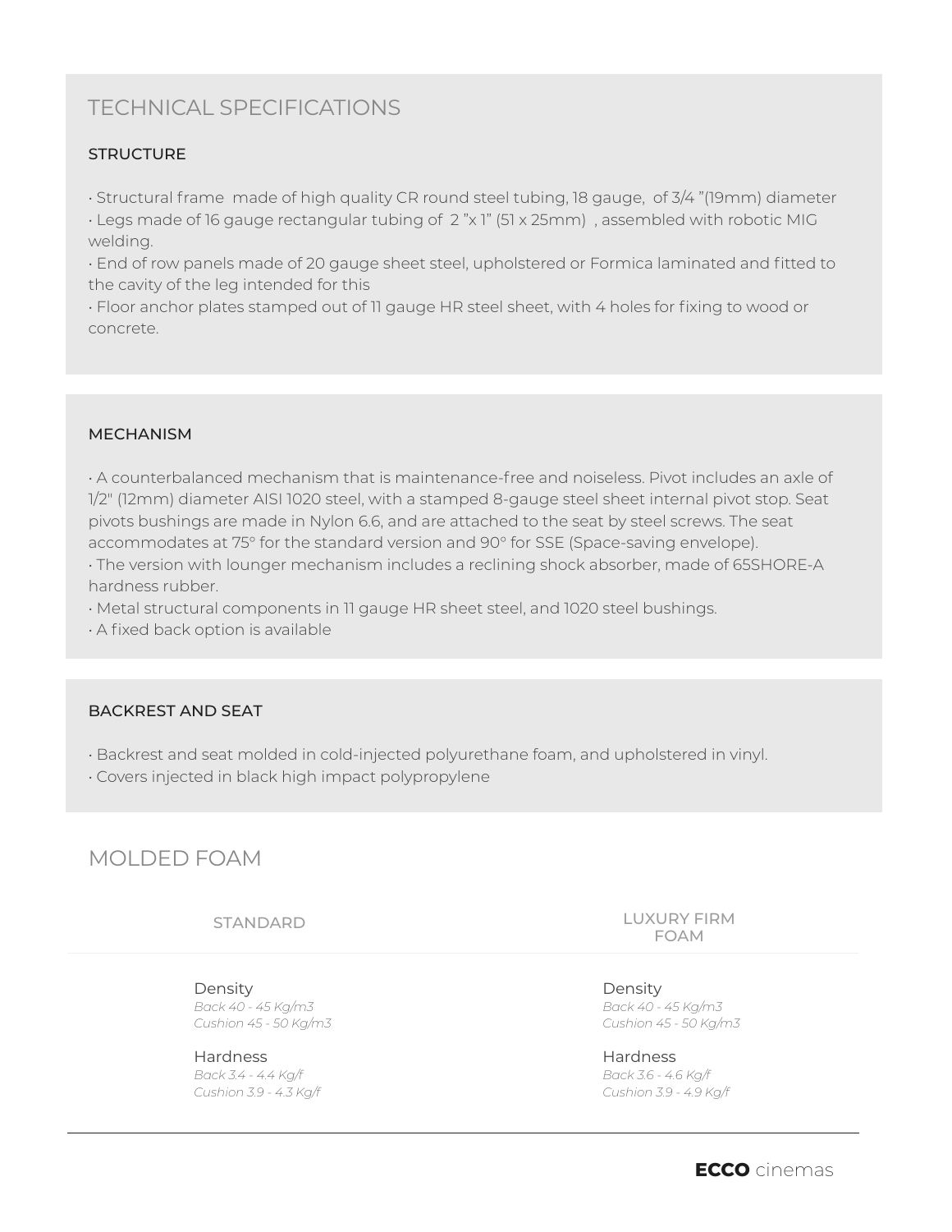# TECHNICAL SPECIFICATIONS

## STRUCTURE

- Structural frame made of high quality CR round steel tubing, 18 gauge, of 3/4 "(19mm) diameter
- Legs made of 16 gauge rectangular tubing of 2 "x 1" (51 x 25mm) , assembled with robotic MIG welding.
- End of row panels made of 20 gauge sheet steel, upholstered or Formica laminated and fitted to the cavity of the leg intended for this
- Floor anchor plates stamped out of 11 gauge HR steel sheet, with 4 holes for fixing to wood or concrete.

## MECHANISM

- A counterbalanced mechanism that is maintenance-free and noiseless. Pivot includes an axle of 1/2" (12mm) diameter AISI 1020 steel, with a stamped 8-gauge steel sheet internal pivot stop. Seat pivots bushings are made in Nylon 6.6, and are attached to the seat by steel screws. The seat accommodates at 75° for the standard version and 90° for SSE (Space-saving envelope).
- The version with lounger mechanism includes a reclining shock absorber, made of 65SHORE-A hardness rubber.
- Metal structural components in 11 gauge HR sheet steel, and 1020 steel bushings.
- A fixed back option is available

## BACKREST AND SEAT

- Backrest and seat molded in cold-injected polyurethane foam, and upholstered in vinyl.
- Covers injected in black high impact polypropylene

# MOLDED FOAM

| STANDARD | LUXURY FIRM FOAM |
|---|---|
| Density<br>*Back 40 - 45 Kg/m3*<br>*Cushion 45 - 50 Kg/m3* | Density<br>*Back 40 - 45 Kg/m3*<br>*Cushion 45 - 50 Kg/m3* |
| Hardness<br>*Back 3.4 - 4.4 Kg/f*<br>*Cushion 3.9 - 4.3 Kg/f* | Hardness<br>*Back 3.6 - 4.6 Kg/f*<br>*Cushion 3.9 - 4.9 Kg/f* |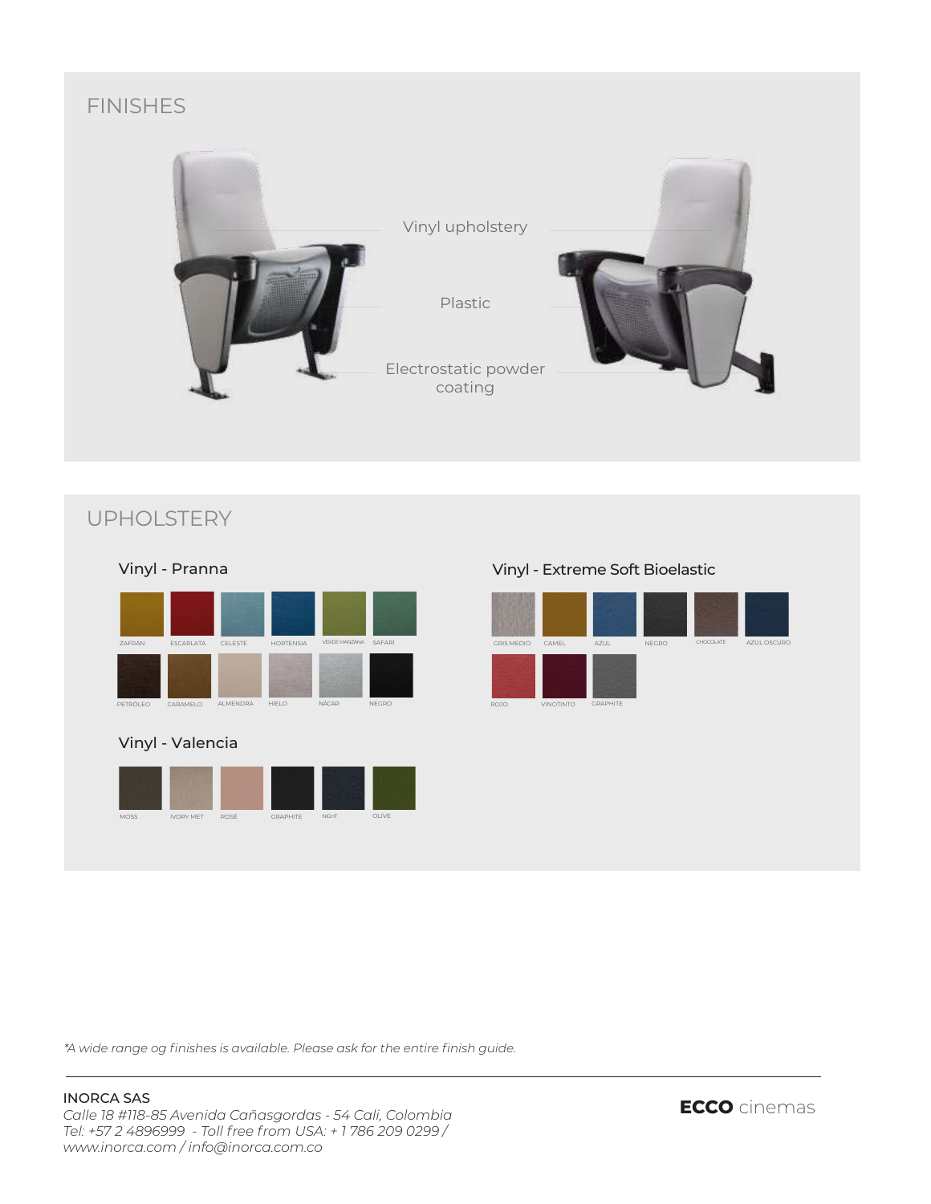## FINISHES

Vinyl upholstery

Plastic

Electrostatic powder coating

## UPHOLSTERY

### Vinyl - Pranna

ZAFRÁN
ESCARLATA
CELESTE
HORTENSIA
VERDE MANZANA
SAFARI
PETRÓLEO
CARAMELO
ALMENDRA
HIELO
NÁCAR
NEGRO

### Vinyl - Extreme Soft Bioelastic

GRIS MEDIO
CAMEL
AZUL
NEGRO
CHOCOLATE
AZUL OSCURO
ROJO
VINOTINTO
GRAPHITE

### Vinyl - Valencia

MOSS
IVORY MET
ROSÉ
GRAPHITE
NIGHT
OLIVE

*\*A wide range og finishes is available. Please ask for the entire finish guide.*

INORCA SAS
*Calle 18 #118-85 Avenida Cañasgordas - 54 Cali, Colombia*
*Tel: +57 2 4896999 - Toll free from USA: + 1 786 209 0299 /*
*www.inorca.com / info@inorca.com.co*

**ECCO** cinemas